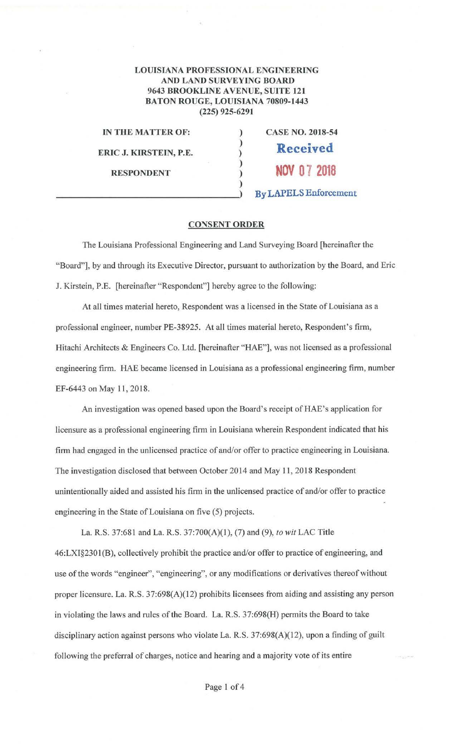**LOUISIANA PROFESSIONAL ENGINEERING AND LAND SURVEYING BOARD**
**9643 BROOKLINE AVENUE, SUITE 121**
**BATON ROUGE, LOUISIANA 70809-1443**
**(225) 925-6291**

| | | |
|---|---|---|
| **IN THE MATTER OF:** | ) | **CASE NO. 2018-54** |
| | ) | |
| **ERIC J. KIRSTEIN, P.E.** | ) | **Received** |
| | ) | |
| **RESPONDENT** | ) | **NOV 07 2018** |
| | ) | |
| | ) | **By LAPELS Enforcement** |

**CONSENT ORDER**

The Louisiana Professional Engineering and Land Surveying Board [hereinafter the "Board"], by and through its Executive Director, pursuant to authorization by the Board, and Eric J. Kirstein, P.E. [hereinafter "Respondent"] hereby agree to the following:

At all times material hereto, Respondent was a licensed in the State of Louisiana as a professional engineer, number PE-38925. At all times material hereto, Respondent's firm, Hitachi Architects & Engineers Co. Ltd. [hereinafter "HAE"], was not licensed as a professional engineering firm. HAE became licensed in Louisiana as a professional engineering firm, number EF-6443 on May 11, 2018.

An investigation was opened based upon the Board's receipt of HAE's application for licensure as a professional engineering firm in Louisiana wherein Respondent indicated that his firm had engaged in the unlicensed practice of and/or offer to practice engineering in Louisiana. The investigation disclosed that between October 2014 and May 11, 2018 Respondent unintentionally aided and assisted his firm in the unlicensed practice of and/or offer to practice engineering in the State of Louisiana on five (5) projects.

La. R.S. 37:681 and La. R.S. 37:700(A)(1), (7) and (9), *to wit* LAC Title 46:LXI§2301(B), collectively prohibit the practice and/or offer to practice of engineering, and use of the words "engineer", "engineering", or any modifications or derivatives thereof without proper licensure. La. R.S. 37:698(A)(12) prohibits licensees from aiding and assisting any person in violating the laws and rules of the Board. La. R.S. 37:698(H) permits the Board to take disciplinary action against persons who violate La. R.S. 37:698(A)(12), upon a finding of guilt following the preferral of charges, notice and hearing and a majority vote of its entire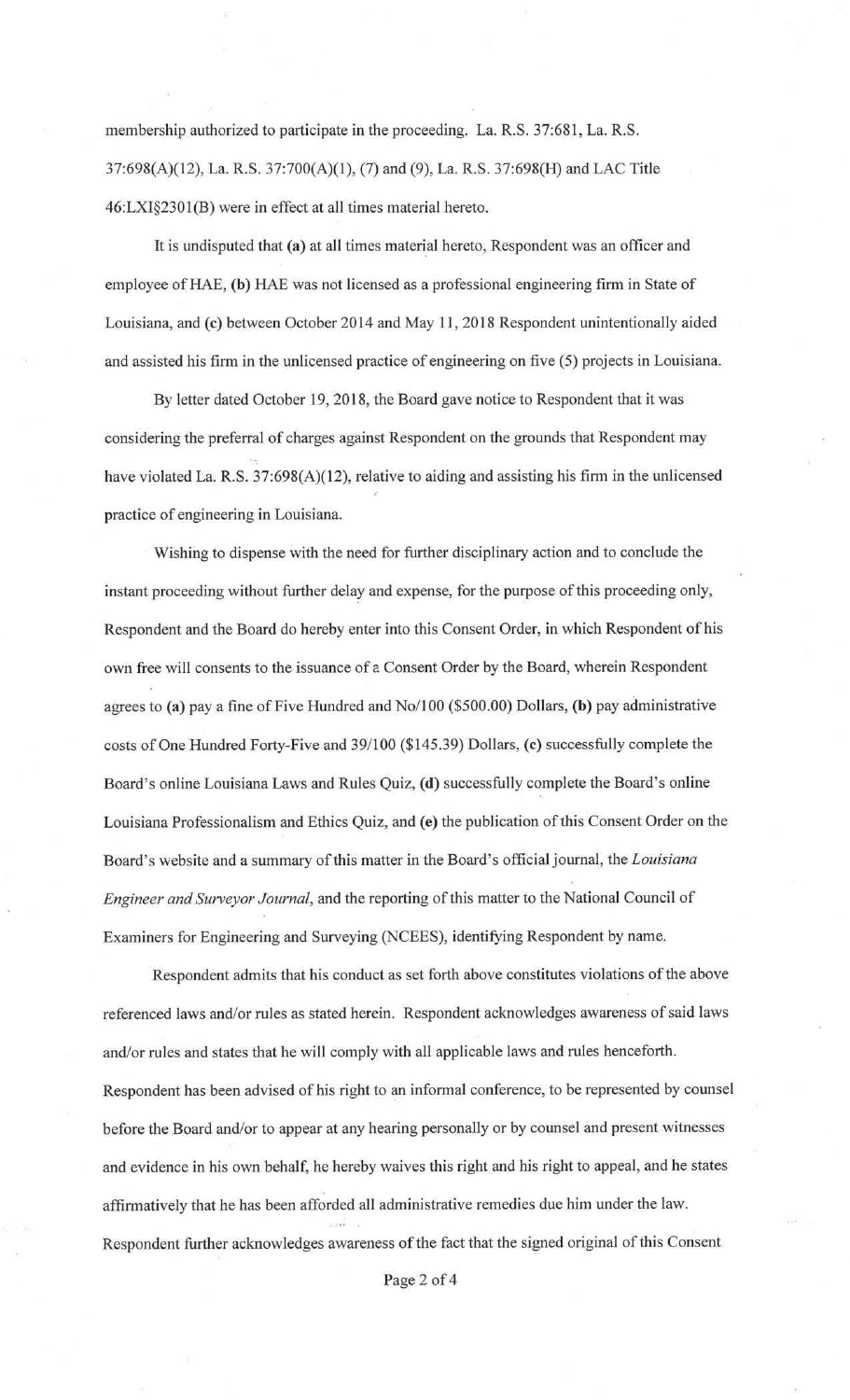membership authorized to participate in the proceeding. La. R.S. 37:681, La. R.S. 37:698(A)(12), La. R.S. 37:700(A)(1), (7) and (9), La. R.S. 37:698(H) and LAC Title 46:LXI§2301(B) were in effect at all times material hereto.

It is undisputed that **(a)** at all times material hereto, Respondent was an officer and employee of HAE, **(b)** HAE was not licensed as a professional engineering firm in State of Louisiana, and **(c)** between October 2014 and May 11, 2018 Respondent unintentionally aided and assisted his firm in the unlicensed practice of engineering on five (5) projects in Louisiana.

By letter dated October 19, 2018, the Board gave notice to Respondent that it was considering the preferral of charges against Respondent on the grounds that Respondent may have violated La. R.S. 37:698(A)(12), relative to aiding and assisting his firm in the unlicensed practice of engineering in Louisiana.

Wishing to dispense with the need for further disciplinary action and to conclude the instant proceeding without further delay and expense, for the purpose of this proceeding only, Respondent and the Board do hereby enter into this Consent Order, in which Respondent of his own free will consents to the issuance of a Consent Order by the Board, wherein Respondent agrees to **(a)** pay a fine of Five Hundred and No/100 ($500.00) Dollars, **(b)** pay administrative costs of One Hundred Forty-Five and 39/100 ($145.39) Dollars, **(c)** successfully complete the Board's online Louisiana Laws and Rules Quiz, **(d)** successfully complete the Board's online Louisiana Professionalism and Ethics Quiz, and **(e)** the publication of this Consent Order on the Board's website and a summary of this matter in the Board's official journal, the *Louisiana Engineer and Surveyor Journal*, and the reporting of this matter to the National Council of Examiners for Engineering and Surveying (NCEES), identifying Respondent by name.

Respondent admits that his conduct as set forth above constitutes violations of the above referenced laws and/or rules as stated herein. Respondent acknowledges awareness of said laws and/or rules and states that he will comply with all applicable laws and rules henceforth. Respondent has been advised of his right to an informal conference, to be represented by counsel before the Board and/or to appear at any hearing personally or by counsel and present witnesses and evidence in his own behalf, he hereby waives this right and his right to appeal, and he states affirmatively that he has been afforded all administrative remedies due him under the law. Respondent further acknowledges awareness of the fact that the signed original of this Consent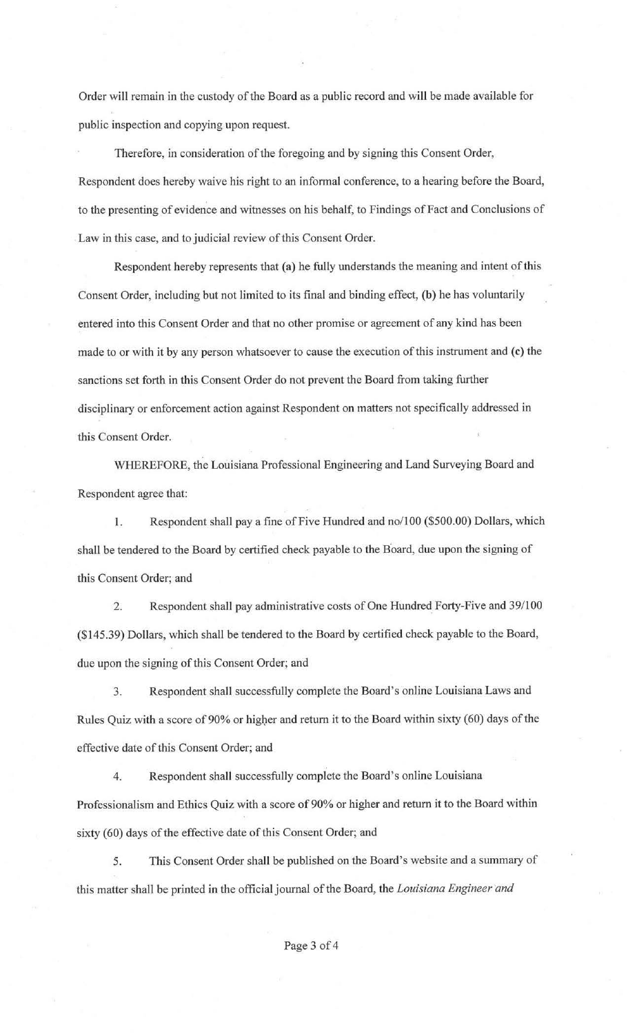Order will remain in the custody of the Board as a public record and will be made available for public inspection and copying upon request.

Therefore, in consideration of the foregoing and by signing this Consent Order, Respondent does hereby waive his right to an informal conference, to a hearing before the Board, to the presenting of evidence and witnesses on his behalf, to Findings of Fact and Conclusions of Law in this case, and to judicial review of this Consent Order.

Respondent hereby represents that **(a)** he fully understands the meaning and intent of this Consent Order, including but not limited to its final and binding effect, **(b)** he has voluntarily entered into this Consent Order and that no other promise or agreement of any kind has been made to or with it by any person whatsoever to cause the execution of this instrument and **(c)** the sanctions set forth in this Consent Order do not prevent the Board from taking further disciplinary or enforcement action against Respondent on matters not specifically addressed in this Consent Order.

WHEREFORE, the Louisiana Professional Engineering and Land Surveying Board and Respondent agree that:

1. Respondent shall pay a fine of Five Hundred and no/100 ($500.00) Dollars, which shall be tendered to the Board by certified check payable to the Board, due upon the signing of this Consent Order; and

2. Respondent shall pay administrative costs of One Hundred Forty-Five and 39/100 ($145.39) Dollars, which shall be tendered to the Board by certified check payable to the Board, due upon the signing of this Consent Order; and

3. Respondent shall successfully complete the Board's online Louisiana Laws and Rules Quiz with a score of 90% or higher and return it to the Board within sixty (60) days of the effective date of this Consent Order; and

4. Respondent shall successfully complete the Board's online Louisiana Professionalism and Ethics Quiz with a score of 90% or higher and return it to the Board within sixty (60) days of the effective date of this Consent Order; and

5. This Consent Order shall be published on the Board's website and a summary of this matter shall be printed in the official journal of the Board, the *Louisiana Engineer and*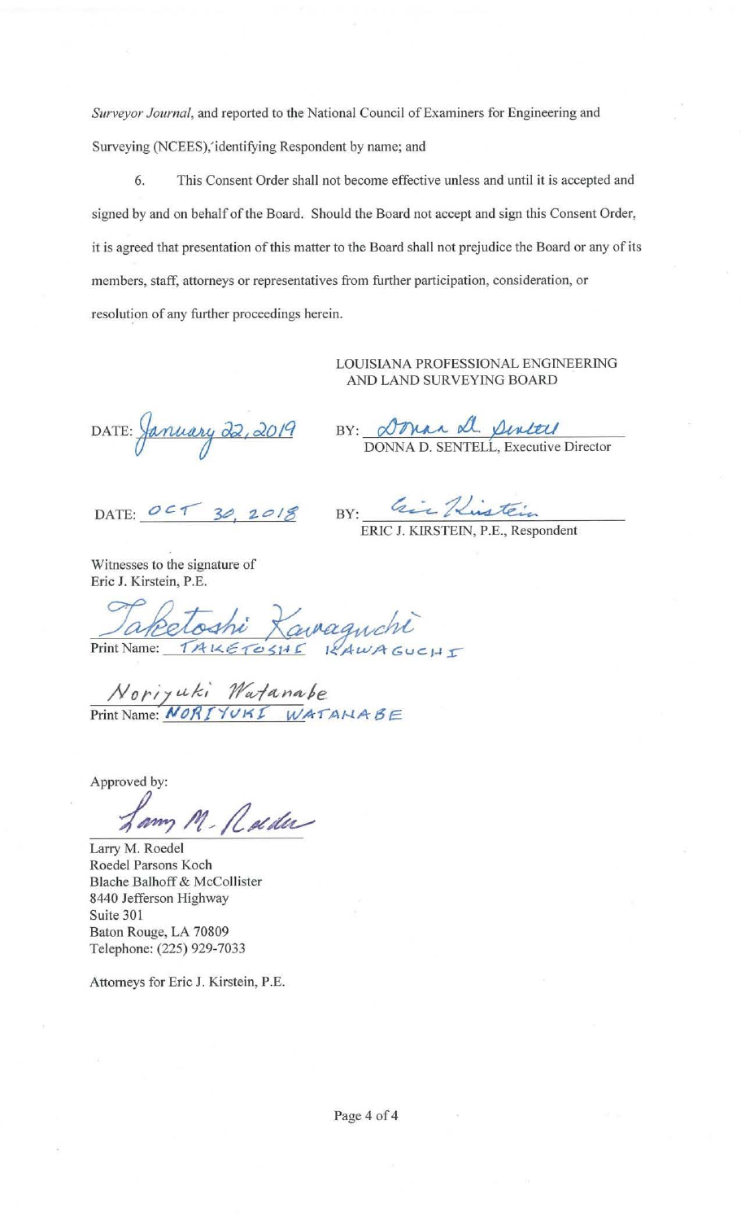*Surveyor Journal*, and reported to the National Council of Examiners for Engineering and Surveying (NCEES), identifying Respondent by name; and

6. This Consent Order shall not become effective unless and until it is accepted and signed by and on behalf of the Board. Should the Board not accept and sign this Consent Order, it is agreed that presentation of this matter to the Board shall not prejudice the Board or any of its members, staff, attorneys or representatives from further participation, consideration, or resolution of any further proceedings herein.

LOUISIANA PROFESSIONAL ENGINEERING AND LAND SURVEYING BOARD

DATE: January 22, 2019 BY: Donna D. Sentell
DONNA D. SENTELL, Executive Director

DATE: OCT 30, 2018 BY: Eric Kirstein
ERIC J. KIRSTEIN, P.E., Respondent

Witnesses to the signature of
Eric J. Kirstein, P.E.

Taketoshi Kawaguchi
Print Name: TAKETOSHI KAWAGUCHI

Noriyuki Watanabe
Print Name: NORIYUKI WATANABE

Approved by:

Larry M. Roedel

Larry M. Roedel
Roedel Parsons Koch
Blache Balhoff & McCollister
8440 Jefferson Highway
Suite 301
Baton Rouge, LA 70809
Telephone: (225) 929-7033

Attorneys for Eric J. Kirstein, P.E.